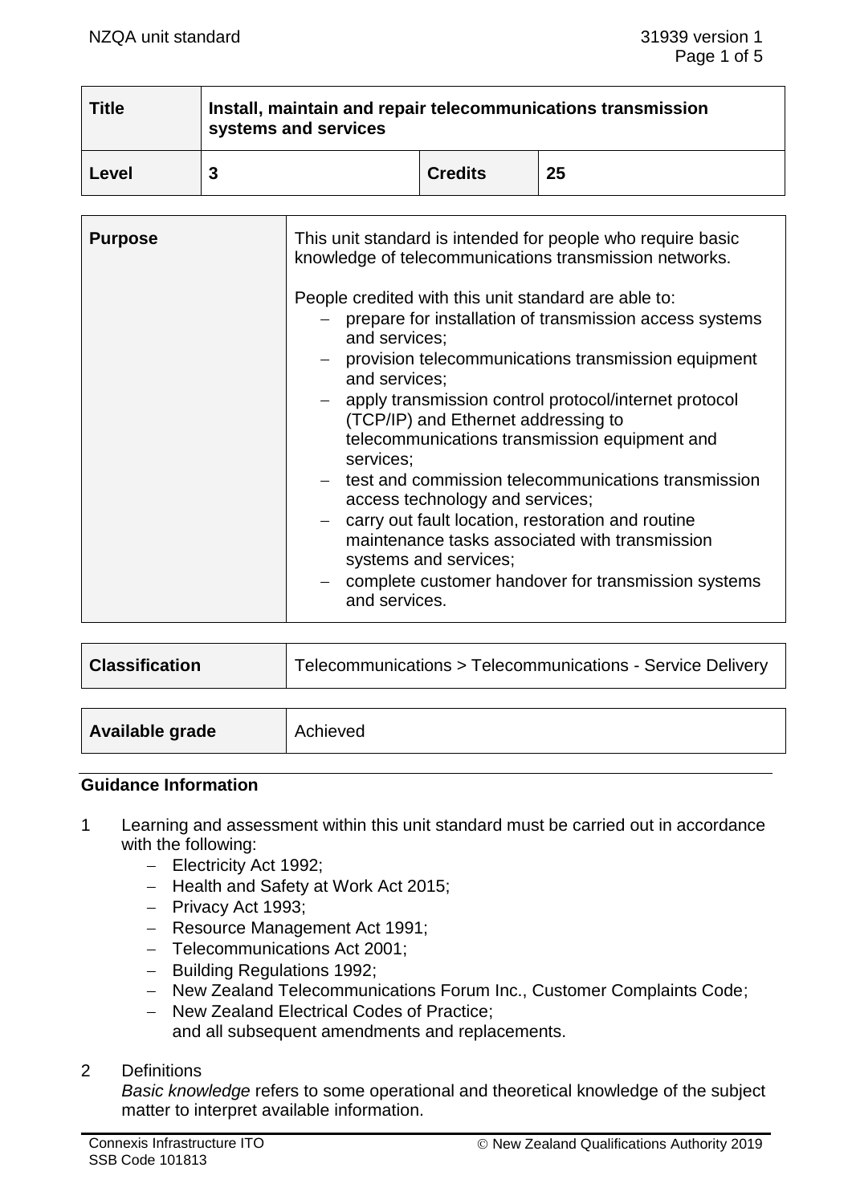| Title | Install, maintain and repair telecommunications transmission systems and services | | |
|---|---|---|---|
| Level | 3 | Credits | 25 |

| Purpose | This unit standard is intended for people who require basic knowledge of telecommunications transmission networks.<br><br>People credited with this unit standard are able to:<br>– prepare for installation of transmission access systems and services;<br>– provision telecommunications transmission equipment and services;<br>– apply transmission control protocol/internet protocol (TCP/IP) and Ethernet addressing to telecommunications transmission equipment and services;<br>– test and commission telecommunications transmission access technology and services;<br>– carry out fault location, restoration and routine maintenance tasks associated with transmission systems and services;<br>– complete customer handover for transmission systems and services. |
|---|---|

| Classification | Telecommunications > Telecommunications - Service Delivery |
|---|---|

| Available grade | Achieved |
|---|---|

## Guidance Information

1 Learning and assessment within this unit standard must be carried out in accordance with the following:
   - Electricity Act 1992;
   - Health and Safety at Work Act 2015;
   - Privacy Act 1993;
   - Resource Management Act 1991;
   - Telecommunications Act 2001;
   - Building Regulations 1992;
   - New Zealand Telecommunications Forum Inc., Customer Complaints Code;
   - New Zealand Electrical Codes of Practice;

   and all subsequent amendments and replacements.

2 Definitions

   *Basic knowledge* refers to some operational and theoretical knowledge of the subject matter to interpret available information.

Connexis Infrastructure ITO
SSB Code 101813

© New Zealand Qualifications Authority 2019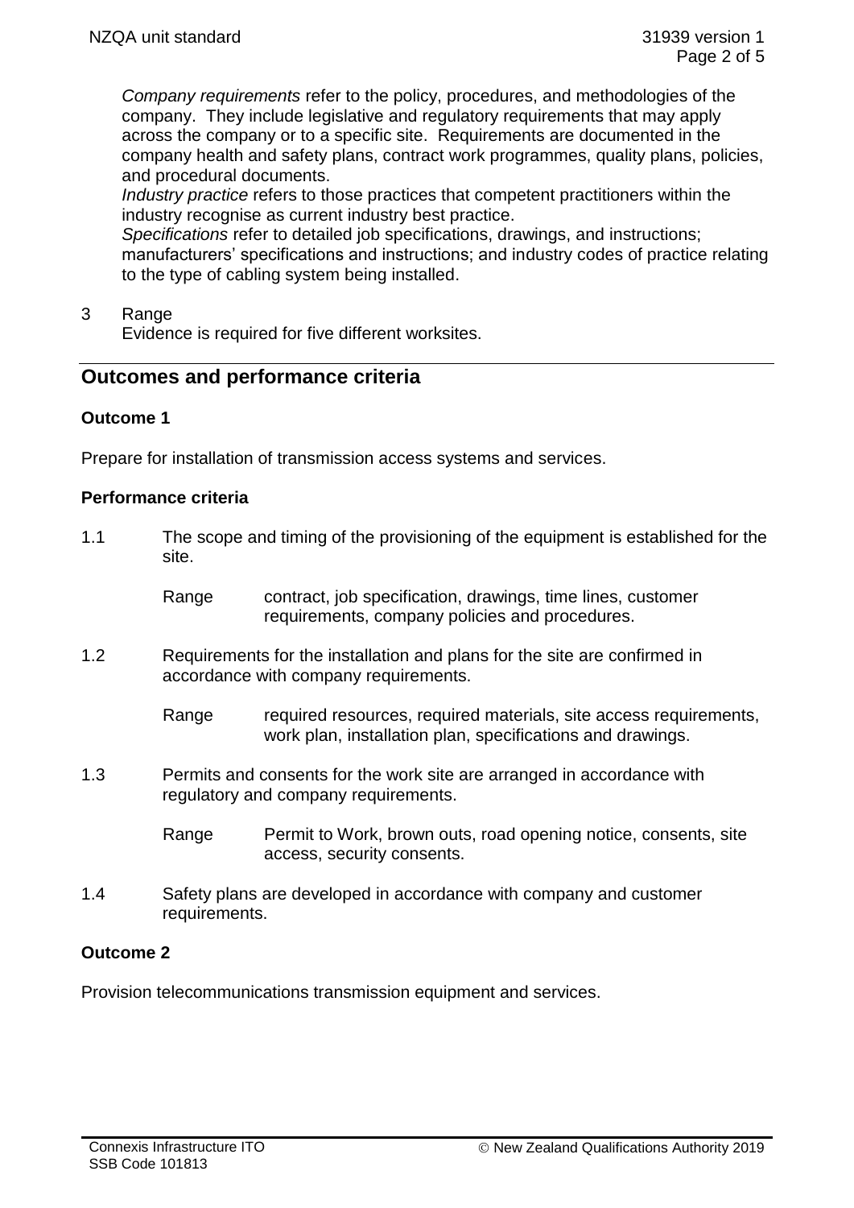*Company requirements* refer to the policy, procedures, and methodologies of the company. They include legislative and regulatory requirements that may apply across the company or to a specific site. Requirements are documented in the company health and safety plans, contract work programmes, quality plans, policies, and procedural documents.

*Industry practice* refers to those practices that competent practitioners within the industry recognise as current industry best practice.

*Specifications* refer to detailed job specifications, drawings, and instructions; manufacturers' specifications and instructions; and industry codes of practice relating to the type of cabling system being installed.

3 Range

Evidence is required for five different worksites.

## Outcomes and performance criteria

### Outcome 1

Prepare for installation of transmission access systems and services.

#### Performance criteria

1.1 The scope and timing of the provisioning of the equipment is established for the site.

Range contract, job specification, drawings, time lines, customer requirements, company policies and procedures.

1.2 Requirements for the installation and plans for the site are confirmed in accordance with company requirements.

Range required resources, required materials, site access requirements, work plan, installation plan, specifications and drawings.

1.3 Permits and consents for the work site are arranged in accordance with regulatory and company requirements.

Range Permit to Work, brown outs, road opening notice, consents, site access, security consents.

1.4 Safety plans are developed in accordance with company and customer requirements.

### Outcome 2

Provision telecommunications transmission equipment and services.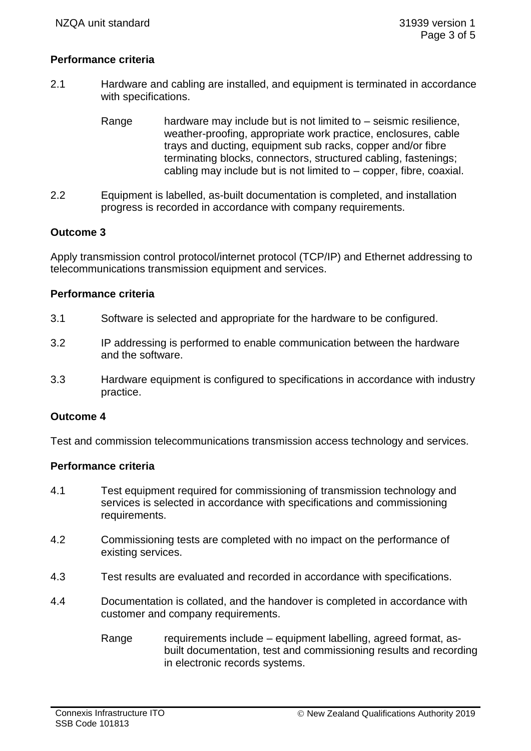**Performance criteria**

2.1 Hardware and cabling are installed, and equipment is terminated in accordance with specifications.

Range hardware may include but is not limited to – seismic resilience, weather-proofing, appropriate work practice, enclosures, cable trays and ducting, equipment sub racks, copper and/or fibre terminating blocks, connectors, structured cabling, fastenings; cabling may include but is not limited to – copper, fibre, coaxial.

2.2 Equipment is labelled, as-built documentation is completed, and installation progress is recorded in accordance with company requirements.

**Outcome 3**

Apply transmission control protocol/internet protocol (TCP/IP) and Ethernet addressing to telecommunications transmission equipment and services.

**Performance criteria**

3.1 Software is selected and appropriate for the hardware to be configured.

3.2 IP addressing is performed to enable communication between the hardware and the software.

3.3 Hardware equipment is configured to specifications in accordance with industry practice.

**Outcome 4**

Test and commission telecommunications transmission access technology and services.

**Performance criteria**

4.1 Test equipment required for commissioning of transmission technology and services is selected in accordance with specifications and commissioning requirements.

4.2 Commissioning tests are completed with no impact on the performance of existing services.

4.3 Test results are evaluated and recorded in accordance with specifications.

4.4 Documentation is collated, and the handover is completed in accordance with customer and company requirements.

Range requirements include – equipment labelling, agreed format, as-built documentation, test and commissioning results and recording in electronic records systems.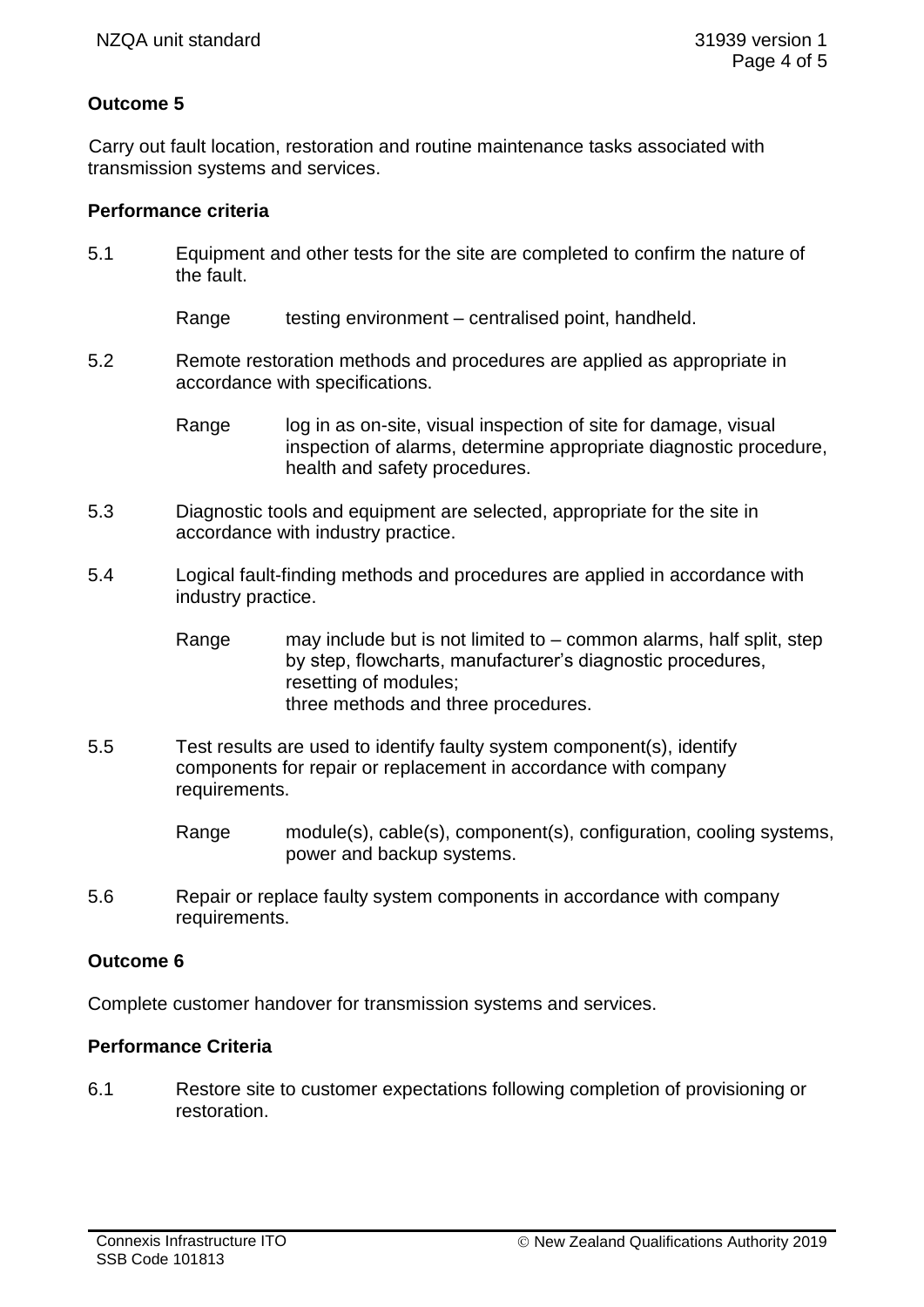**Outcome 5**

Carry out fault location, restoration and routine maintenance tasks associated with transmission systems and services.

**Performance criteria**

5.1 Equipment and other tests for the site are completed to confirm the nature of the fault.

Range testing environment – centralised point, handheld.

5.2 Remote restoration methods and procedures are applied as appropriate in accordance with specifications.

Range log in as on-site, visual inspection of site for damage, visual inspection of alarms, determine appropriate diagnostic procedure, health and safety procedures.

5.3 Diagnostic tools and equipment are selected, appropriate for the site in accordance with industry practice.

5.4 Logical fault-finding methods and procedures are applied in accordance with industry practice.

Range may include but is not limited to – common alarms, half split, step by step, flowcharts, manufacturer's diagnostic procedures, resetting of modules;
three methods and three procedures.

5.5 Test results are used to identify faulty system component(s), identify components for repair or replacement in accordance with company requirements.

Range module(s), cable(s), component(s), configuration, cooling systems, power and backup systems.

5.6 Repair or replace faulty system components in accordance with company requirements.

**Outcome 6**

Complete customer handover for transmission systems and services.

**Performance Criteria**

6.1 Restore site to customer expectations following completion of provisioning or restoration.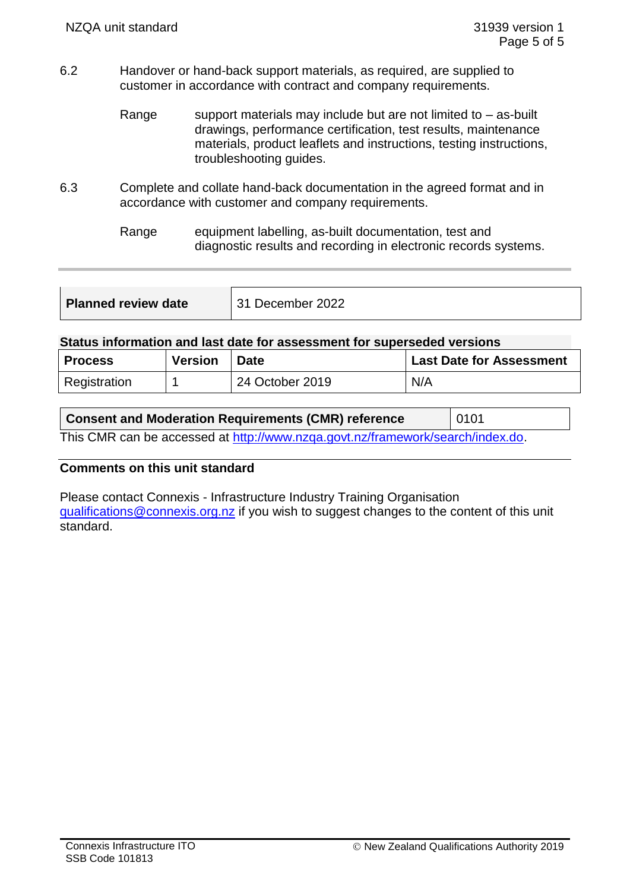6.2 Handover or hand-back support materials, as required, are supplied to customer in accordance with contract and company requirements.

Range support materials may include but are not limited to – as-built drawings, performance certification, test results, maintenance materials, product leaflets and instructions, testing instructions, troubleshooting guides.

6.3 Complete and collate hand-back documentation in the agreed format and in accordance with customer and company requirements.

Range equipment labelling, as-built documentation, test and diagnostic results and recording in electronic records systems.

---

| | |
|---|---|
| **Planned review date** | 31 December 2022 |

**Status information and last date for assessment for superseded versions**

| **Process** | **Version** | **Date** | **Last Date for Assessment** |
|---|---|---|---|
| Registration | 1 | 24 October 2019 | N/A |

| | |
|---|---|
| **Consent and Moderation Requirements (CMR) reference** | 0101 |

This CMR can be accessed at http://www.nzqa.govt.nz/framework/search/index.do.

**Comments on this unit standard**

Please contact Connexis - Infrastructure Industry Training Organisation qualifications@connexis.org.nz if you wish to suggest changes to the content of this unit standard.